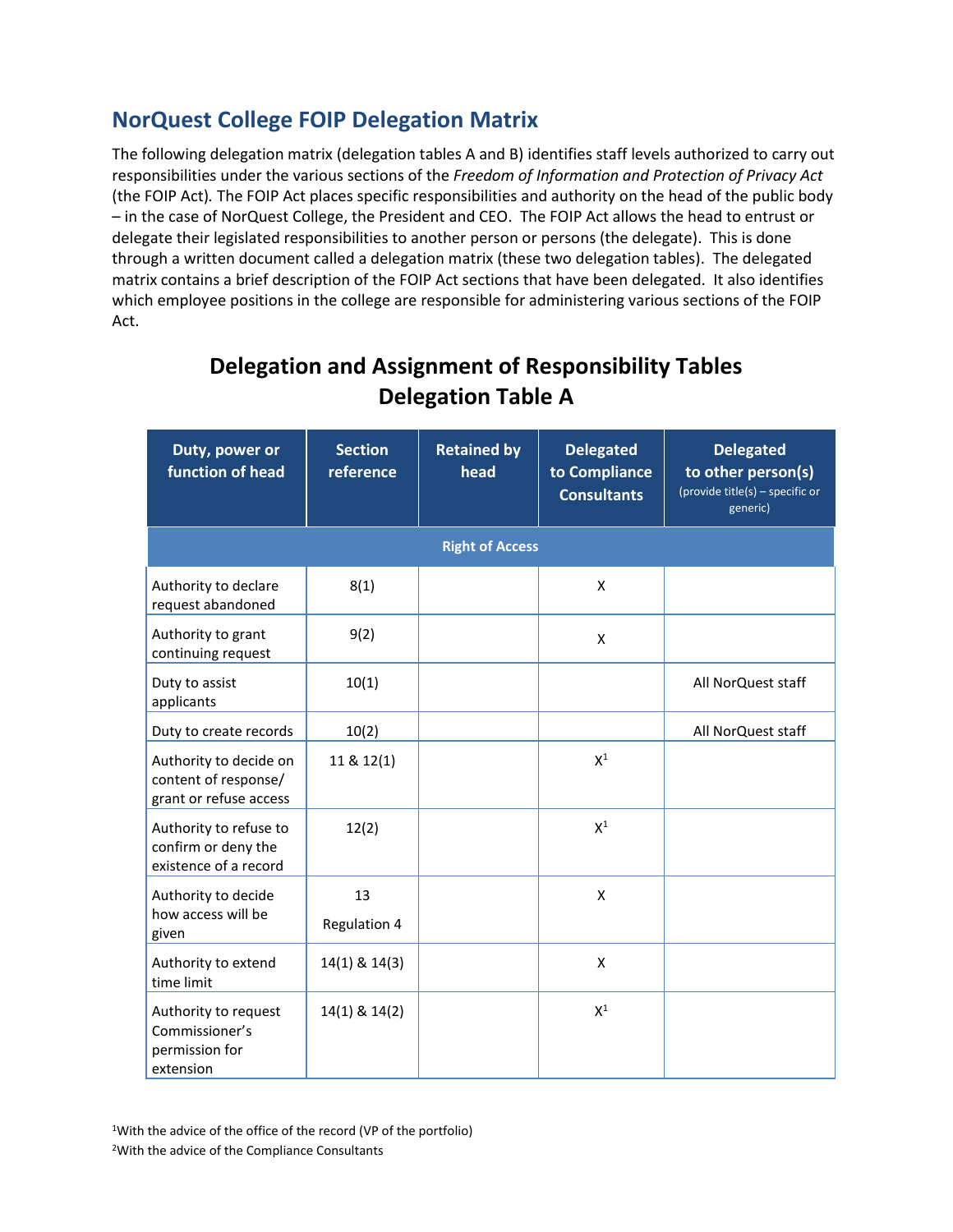## NorQuest College FOIP Delegation Matrix

The following delegation matrix (delegation tables A and B) identifies staff levels authorized to carry out responsibilities under the various sections of the *Freedom of Information and Protection of Privacy Act* (the FOIP Act). The FOIP Act places specific responsibilities and authority on the head of the public body – in the case of NorQuest College, the President and CEO. The FOIP Act allows the head to entrust or delegate their legislated responsibilities to another person or persons (the delegate). This is done through a written document called a delegation matrix (these two delegation tables). The delegated matrix contains a brief description of the FOIP Act sections that have been delegated. It also identifies which employee positions in the college are responsible for administering various sections of the FOIP Act.

# Delegation and Assignment of Responsibility Tables
# Delegation Table A

| Duty, power or function of head | Section reference | Retained by head | Delegated to Compliance Consultants | Delegated to other person(s) (provide title(s) – specific or generic) |
|---|---|---|---|---|
| **Right of Access** | | | | |
| Authority to declare request abandoned | 8(1) | | X | |
| Authority to grant continuing request | 9(2) | | X | |
| Duty to assist applicants | 10(1) | | | All NorQuest staff |
| Duty to create records | 10(2) | | | All NorQuest staff |
| Authority to decide on content of response/ grant or refuse access | 11 & 12(1) | | X[1] | |
| Authority to refuse to confirm or deny the existence of a record | 12(2) | | X[1] | |
| Authority to decide how access will be given | 13 Regulation 4 | | X | |
| Authority to extend time limit | 14(1) & 14(3) | | X | |
| Authority to request Commissioner's permission for extension | 14(1) & 14(2) | | X[1] | |

[1]With the advice of the office of the record (VP of the portfolio)

[2]With the advice of the Compliance Consultants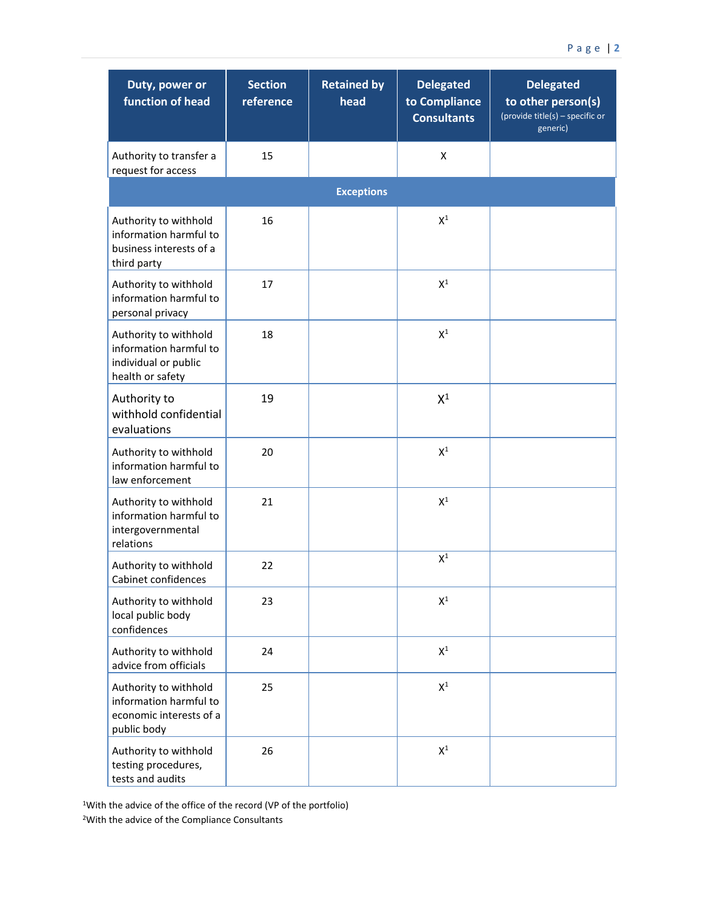| Duty, power or function of head | Section reference | Retained by head | Delegated to Compliance Consultants | Delegated to other person(s) (provide title(s) – specific or generic) |
|---|---|---|---|---|
| Authority to transfer a request for access | 15 | | X | |
| **Exceptions** | | | | |
| Authority to withhold information harmful to business interests of a third party | 16 | | X[1] | |
| Authority to withhold information harmful to personal privacy | 17 | | X[1] | |
| Authority to withhold information harmful to individual or public health or safety | 18 | | X[1] | |
| Authority to withhold confidential evaluations | 19 | | X[1] | |
| Authority to withhold information harmful to law enforcement | 20 | | X[1] | |
| Authority to withhold information harmful to intergovernmental relations | 21 | | X[1] | |
| Authority to withhold Cabinet confidences | 22 | | X[1] | |
| Authority to withhold local public body confidences | 23 | | X[1] | |
| Authority to withhold advice from officials | 24 | | X[1] | |
| Authority to withhold information harmful to economic interests of a public body | 25 | | X[1] | |
| Authority to withhold testing procedures, tests and audits | 26 | | X[1] | |

[1]With the advice of the office of the record (VP of the portfolio)

[2]With the advice of the Compliance Consultants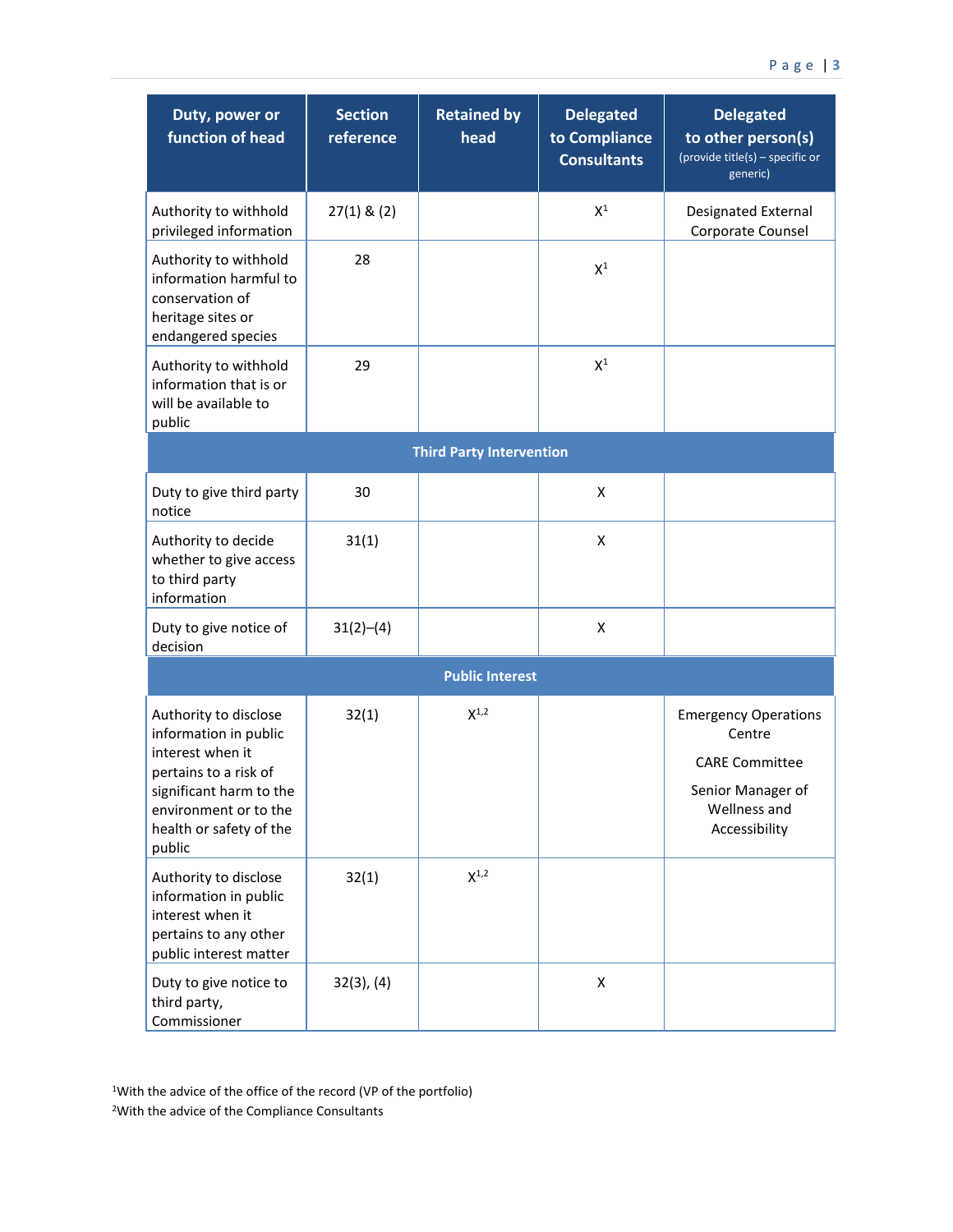| Duty, power or function of head | Section reference | Retained by head | Delegated to Compliance Consultants | Delegated to other person(s) (provide title(s) – specific or generic) |
|---|---|---|---|---|
| Authority to withhold privileged information | 27(1) & (2) | | X[1] | Designated External Corporate Counsel |
| Authority to withhold information harmful to conservation of heritage sites or endangered species | 28 | | X[1] | |
| Authority to withhold information that is or will be available to public | 29 | | X[1] | |
| **Third Party Intervention** | | | | |
| Duty to give third party notice | 30 | | X | |
| Authority to decide whether to give access to third party information | 31(1) | | X | |
| Duty to give notice of decision | 31(2)–(4) | | X | |
| **Public Interest** | | | | |
| Authority to disclose information in public interest when it pertains to a risk of significant harm to the environment or to the health or safety of the public | 32(1) | X[1,2] | | Emergency Operations Centre<br>CARE Committee<br>Senior Manager of Wellness and Accessibility |
| Authority to disclose information in public interest when it pertains to any other public interest matter | 32(1) | X[1,2] | | |
| Duty to give notice to third party, Commissioner | 32(3), (4) | | X | |

[1]With the advice of the office of the record (VP of the portfolio)

[2]With the advice of the Compliance Consultants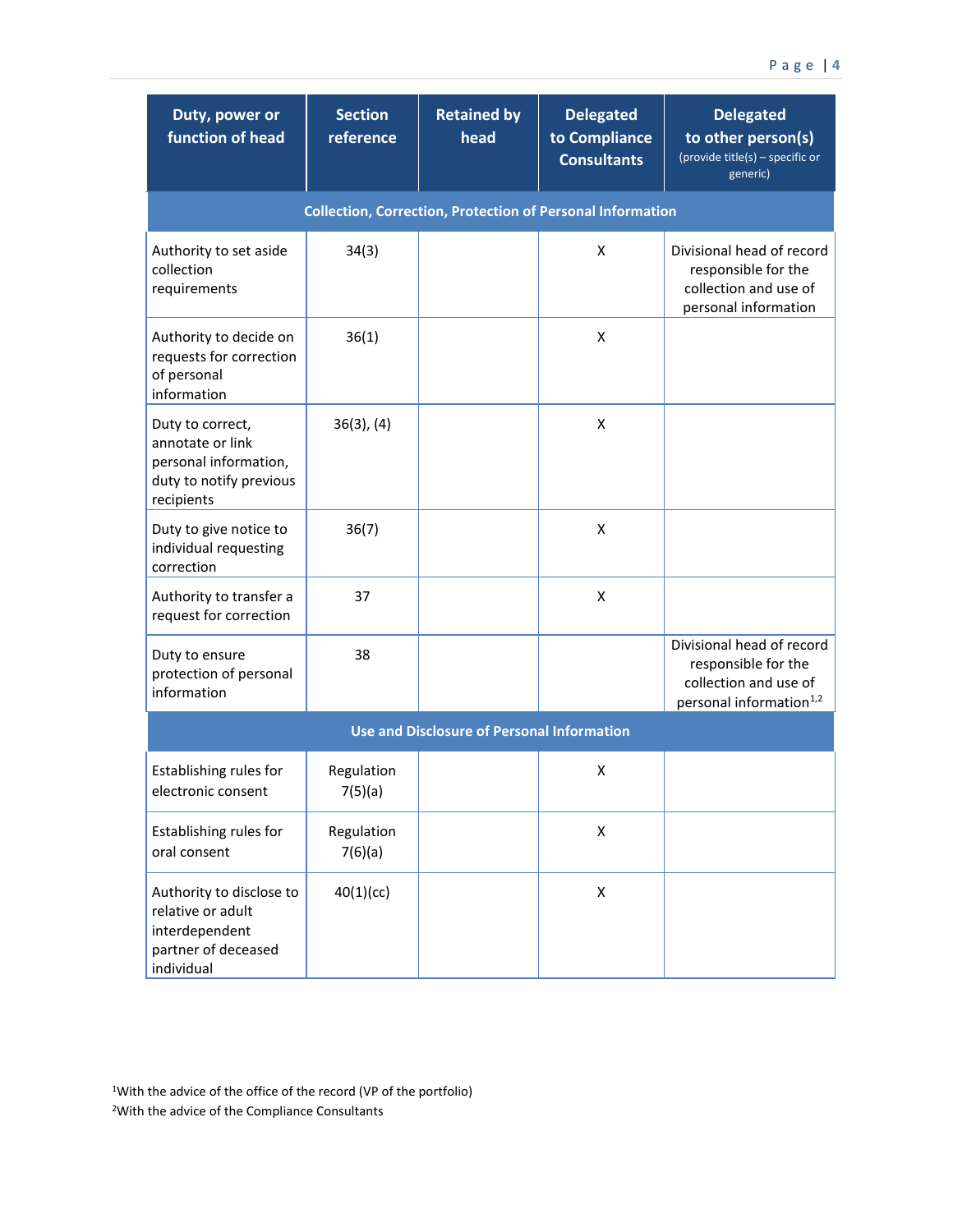| Duty, power or function of head | Section reference | Retained by head | Delegated to Compliance Consultants | Delegated to other person(s) (provide title(s) – specific or generic) |
|---|---|---|---|---|
| **Collection, Correction, Protection of Personal Information** | | | | |
| Authority to set aside collection requirements | 34(3) | | X | Divisional head of record responsible for the collection and use of personal information |
| Authority to decide on requests for correction of personal information | 36(1) | | X | |
| Duty to correct, annotate or link personal information, duty to notify previous recipients | 36(3), (4) | | X | |
| Duty to give notice to individual requesting correction | 36(7) | | X | |
| Authority to transfer a request for correction | 37 | | X | |
| Duty to ensure protection of personal information | 38 | | | Divisional head of record responsible for the collection and use of personal information[1,2] |
| **Use and Disclosure of Personal Information** | | | | |
| Establishing rules for electronic consent | Regulation 7(5)(a) | | X | |
| Establishing rules for oral consent | Regulation 7(6)(a) | | X | |
| Authority to disclose to relative or adult interdependent partner of deceased individual | 40(1)(cc) | | X | |

[1]With the advice of the office of the record (VP of the portfolio)

[2]With the advice of the Compliance Consultants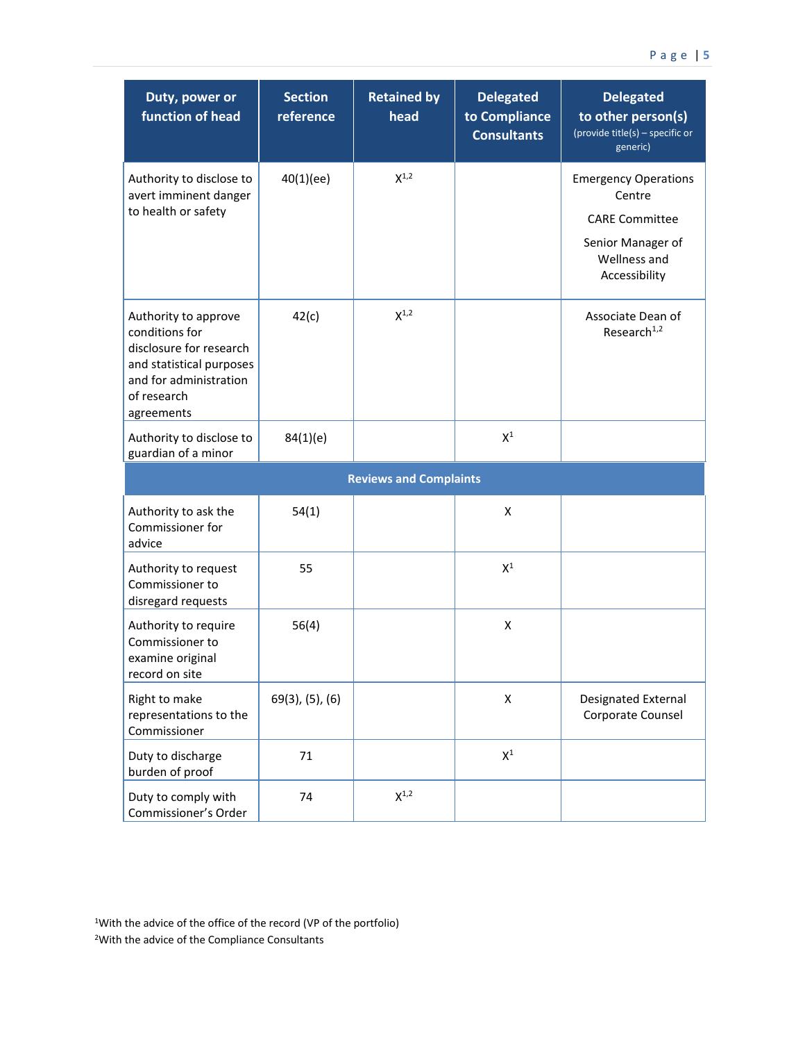| Duty, power or function of head | Section reference | Retained by head | Delegated to Compliance Consultants | Delegated to other person(s) (provide title(s) – specific or generic) |
|---|---|---|---|---|
| Authority to disclose to avert imminent danger to health or safety | 40(1)(ee) | X[1,2] | | Emergency Operations Centre<br><br>CARE Committee<br><br>Senior Manager of Wellness and Accessibility |
| Authority to approve conditions for disclosure for research and statistical purposes and for administration of research agreements | 42(c) | X[1,2] | | Associate Dean of Research[1,2] |
| Authority to disclose to guardian of a minor | 84(1)(e) | | X[1] | |
| **Reviews and Complaints** | | | | |
| Authority to ask the Commissioner for advice | 54(1) | | X | |
| Authority to request Commissioner to disregard requests | 55 | | X[1] | |
| Authority to require Commissioner to examine original record on site | 56(4) | | X | |
| Right to make representations to the Commissioner | 69(3), (5), (6) | | X | Designated External Corporate Counsel |
| Duty to discharge burden of proof | 71 | | X[1] | |
| Duty to comply with Commissioner's Order | 74 | X[1,2] | | |

[1]With the advice of the office of the record (VP of the portfolio)

[2]With the advice of the Compliance Consultants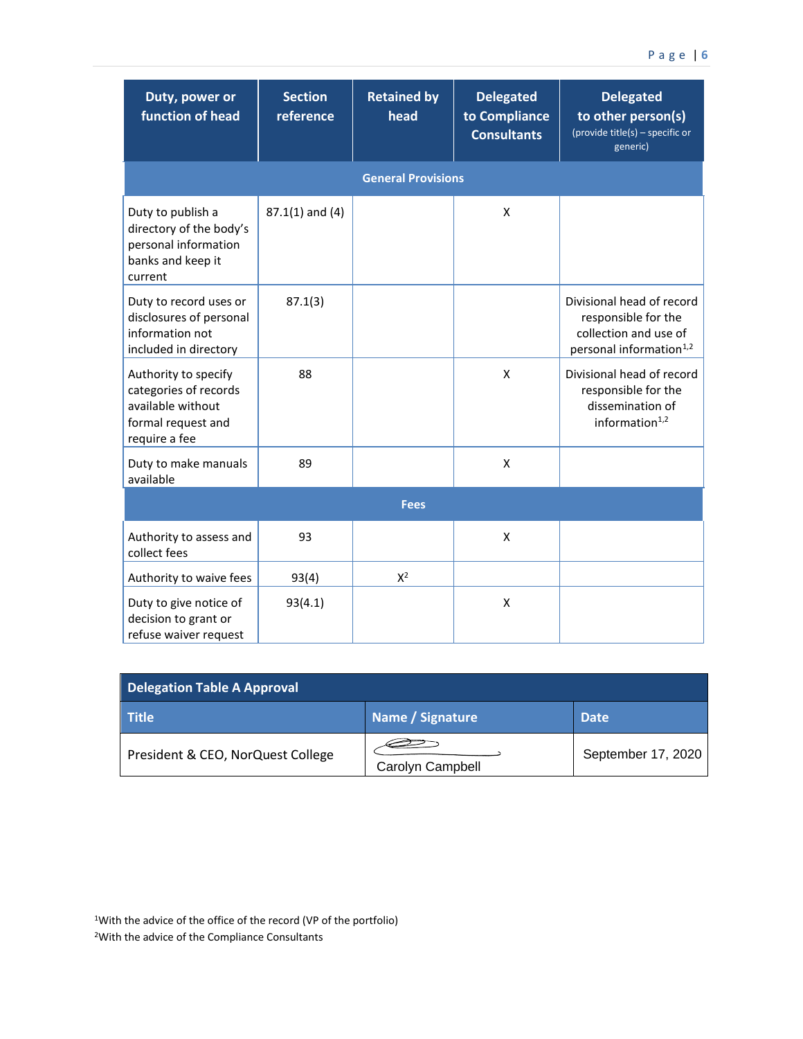| Duty, power or function of head | Section reference | Retained by head | Delegated to Compliance Consultants | Delegated to other person(s) (provide title(s) – specific or generic) |
|---|---|---|---|---|
| **General Provisions** | | | | |
| Duty to publish a directory of the body's personal information banks and keep it current | 87.1(1) and (4) | | X | |
| Duty to record uses or disclosures of personal information not included in directory | 87.1(3) | | | Divisional head of record responsible for the collection and use of personal information[1,2] |
| Authority to specify categories of records available without formal request and require a fee | 88 | | X | Divisional head of record responsible for the dissemination of information[1,2] |
| Duty to make manuals available | 89 | | X | |
| **Fees** | | | | |
| Authority to assess and collect fees | 93 | | X | |
| Authority to waive fees | 93(4) | X[2] | | |
| Duty to give notice of decision to grant or refuse waiver request | 93(4.1) | | X | |

| Delegation Table A Approval | | |
|---|---|---|
| **Title** | **Name / Signature** | **Date** |
| President & CEO, NorQuest College | Carolyn Campbell | September 17, 2020 |

[1]With the advice of the office of the record (VP of the portfolio)

[2]With the advice of the Compliance Consultants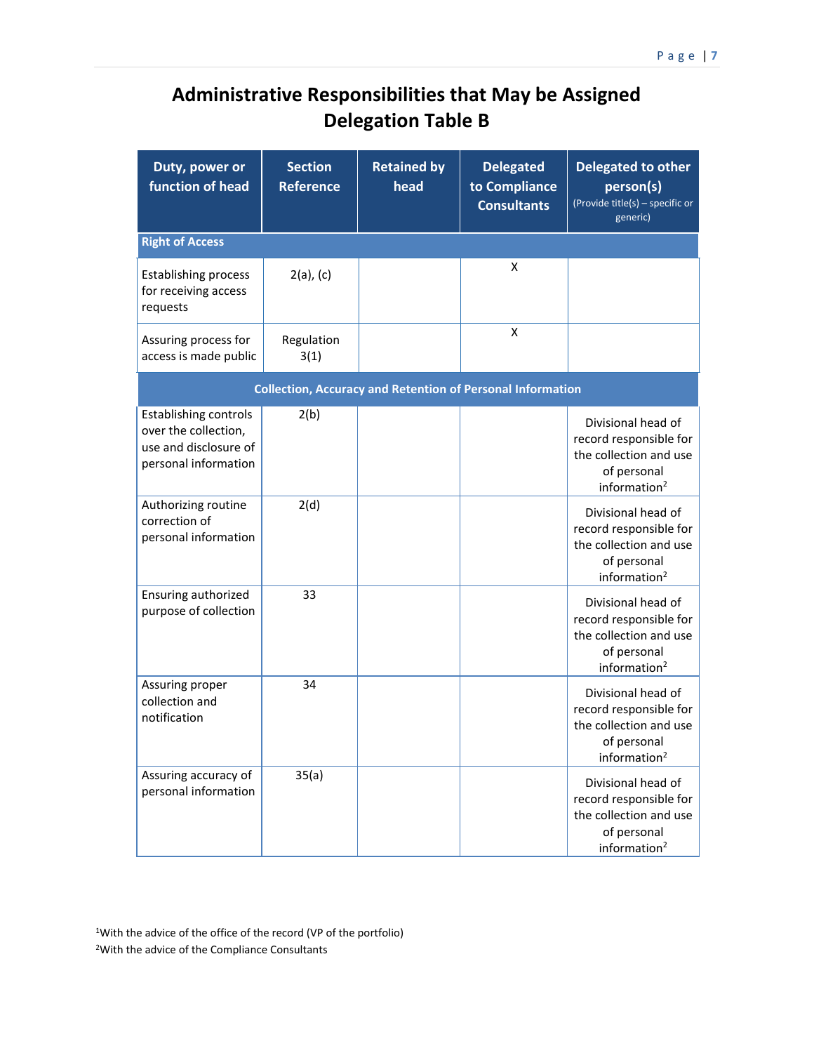# Administrative Responsibilities that May be Assigned
# Delegation Table B

| Duty, power or function of head | Section Reference | Retained by head | Delegated to Compliance Consultants | Delegated to other person(s) (Provide title(s) – specific or generic) |
|---|---|---|---|---|
| **Right of Access** | | | | |
| Establishing process for receiving access requests | 2(a), (c) | | X | |
| Assuring process for access is made public | Regulation 3(1) | | X | |
| **Collection, Accuracy and Retention of Personal Information** | | | | |
| Establishing controls over the collection, use and disclosure of personal information | 2(b) | | | Divisional head of record responsible for the collection and use of personal information[2] |
| Authorizing routine correction of personal information | 2(d) | | | Divisional head of record responsible for the collection and use of personal information[2] |
| Ensuring authorized purpose of collection | 33 | | | Divisional head of record responsible for the collection and use of personal information[2] |
| Assuring proper collection and notification | 34 | | | Divisional head of record responsible for the collection and use of personal information[2] |
| Assuring accuracy of personal information | 35(a) | | | Divisional head of record responsible for the collection and use of personal information[2] |

[1]With the advice of the office of the record (VP of the portfolio)

[2]With the advice of the Compliance Consultants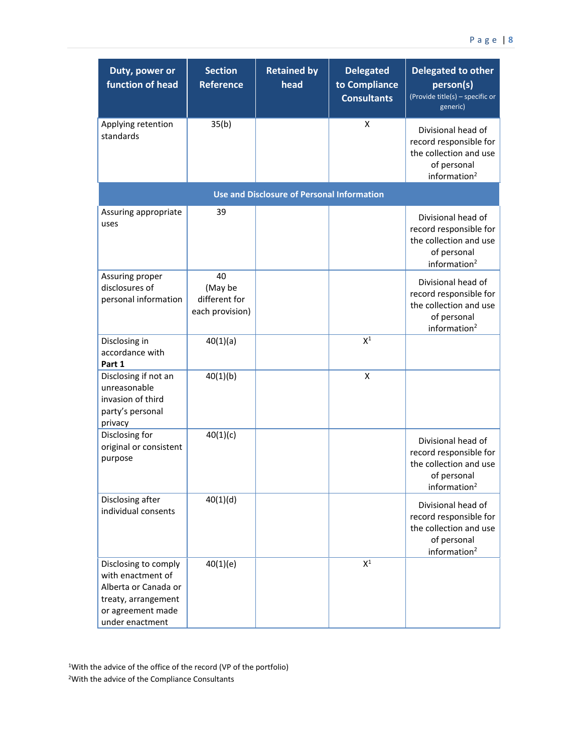| Duty, power or function of head | Section Reference | Retained by head | Delegated to Compliance Consultants | Delegated to other person(s) (Provide title(s) – specific or generic) |
|---|---|---|---|---|
| Applying retention standards | 35(b) | | X | Divisional head of record responsible for the collection and use of personal information[2] |
| **Use and Disclosure of Personal Information** | | | | |
| Assuring appropriate uses | 39 | | | Divisional head of record responsible for the collection and use of personal information[2] |
| Assuring proper disclosures of personal information | 40 (May be different for each provision) | | | Divisional head of record responsible for the collection and use of personal information[2] |
| Disclosing in accordance with **Part 1** | 40(1)(a) | | X[1] | |
| Disclosing if not an unreasonable invasion of third party's personal privacy | 40(1)(b) | | X | |
| Disclosing for original or consistent purpose | 40(1)(c) | | | Divisional head of record responsible for the collection and use of personal information[2] |
| Disclosing after individual consents | 40(1)(d) | | | Divisional head of record responsible for the collection and use of personal information[2] |
| Disclosing to comply with enactment of Alberta or Canada or treaty, arrangement or agreement made under enactment | 40(1)(e) | | X[1] | |

[1]With the advice of the office of the record (VP of the portfolio)

[2]With the advice of the Compliance Consultants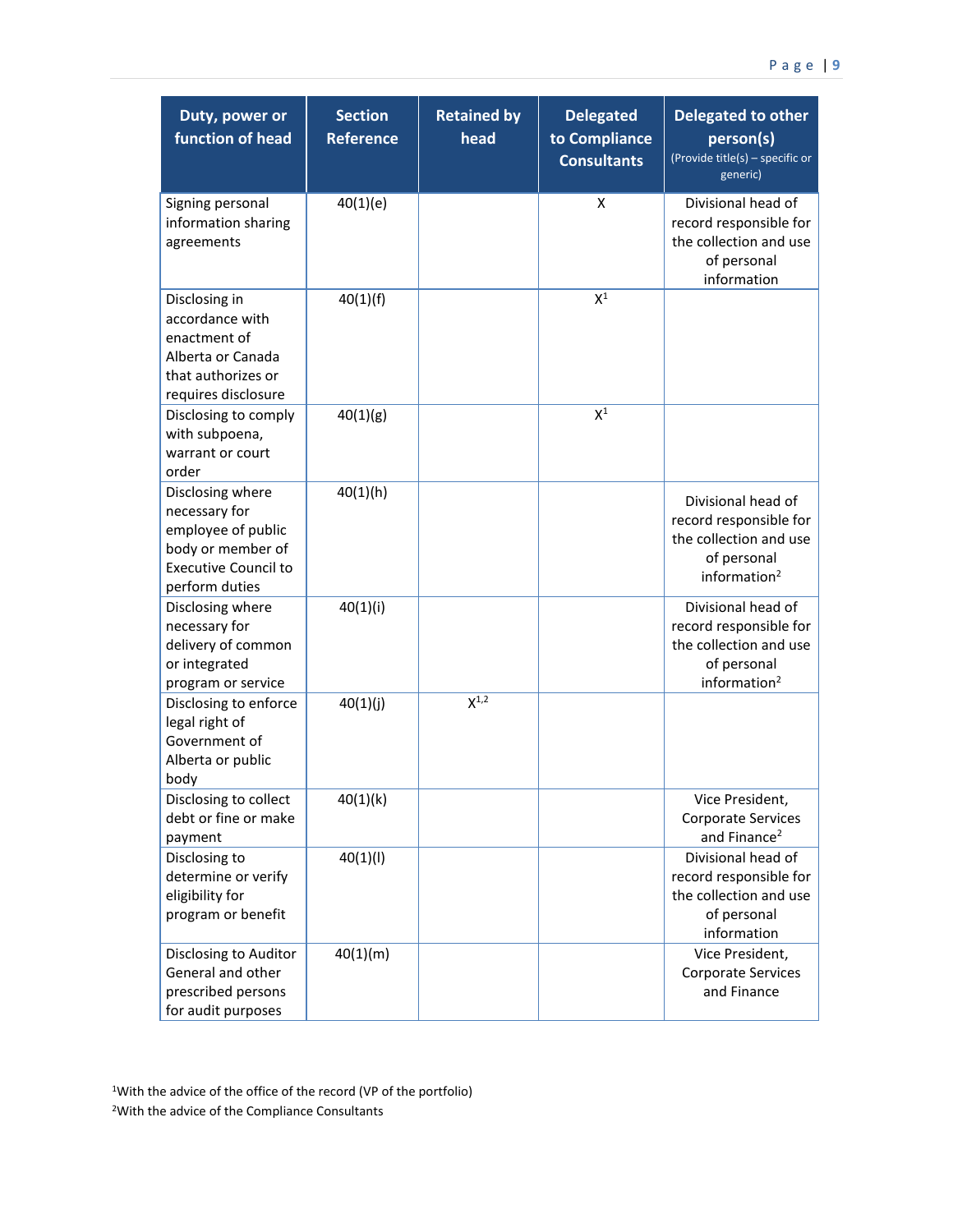| Duty, power or function of head | Section Reference | Retained by head | Delegated to Compliance Consultants | Delegated to other person(s) (Provide title(s) – specific or generic) |
|---|---|---|---|---|
| Signing personal information sharing agreements | 40(1)(e) | | X | Divisional head of record responsible for the collection and use of personal information |
| Disclosing in accordance with enactment of Alberta or Canada that authorizes or requires disclosure | 40(1)(f) | | X[1] | |
| Disclosing to comply with subpoena, warrant or court order | 40(1)(g) | | X[1] | |
| Disclosing where necessary for employee of public body or member of Executive Council to perform duties | 40(1)(h) | | | Divisional head of record responsible for the collection and use of personal information[2] |
| Disclosing where necessary for delivery of common or integrated program or service | 40(1)(i) | | | Divisional head of record responsible for the collection and use of personal information[2] |
| Disclosing to enforce legal right of Government of Alberta or public body | 40(1)(j) | X[1,2] | | |
| Disclosing to collect debt or fine or make payment | 40(1)(k) | | | Vice President, Corporate Services and Finance[2] |
| Disclosing to determine or verify eligibility for program or benefit | 40(1)(l) | | | Divisional head of record responsible for the collection and use of personal information |
| Disclosing to Auditor General and other prescribed persons for audit purposes | 40(1)(m) | | | Vice President, Corporate Services and Finance |

[1]With the advice of the office of the record (VP of the portfolio)

[2]With the advice of the Compliance Consultants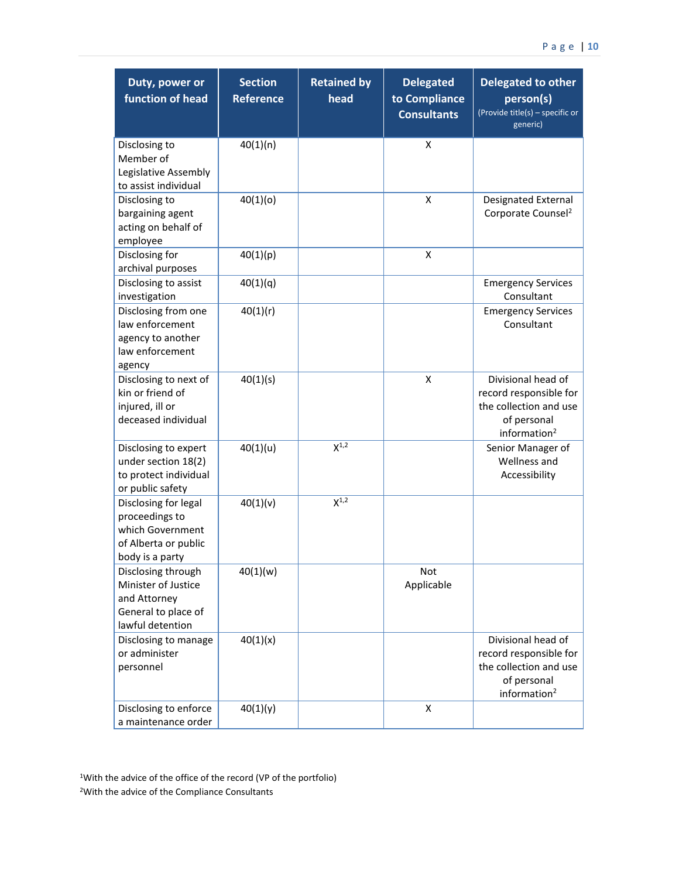| Duty, power or function of head | Section Reference | Retained by head | Delegated to Compliance Consultants | Delegated to other person(s) (Provide title(s) – specific or generic) |
|---|---|---|---|---|
| Disclosing to Member of Legislative Assembly to assist individual | 40(1)(n) | | X | |
| Disclosing to bargaining agent acting on behalf of employee | 40(1)(o) | | X | Designated External Corporate Counsel[2] |
| Disclosing for archival purposes | 40(1)(p) | | X | |
| Disclosing to assist investigation | 40(1)(q) | | | Emergency Services Consultant |
| Disclosing from one law enforcement agency to another law enforcement agency | 40(1)(r) | | | Emergency Services Consultant |
| Disclosing to next of kin or friend of injured, ill or deceased individual | 40(1)(s) | | X | Divisional head of record responsible for the collection and use of personal information[2] |
| Disclosing to expert under section 18(2) to protect individual or public safety | 40(1)(u) | X[1,2] | | Senior Manager of Wellness and Accessibility |
| Disclosing for legal proceedings to which Government of Alberta or public body is a party | 40(1)(v) | X[1,2] | | |
| Disclosing through Minister of Justice and Attorney General to place of lawful detention | 40(1)(w) | | Not Applicable | |
| Disclosing to manage or administer personnel | 40(1)(x) | | | Divisional head of record responsible for the collection and use of personal information[2] |
| Disclosing to enforce a maintenance order | 40(1)(y) | | X | |

[1]With the advice of the office of the record (VP of the portfolio)

[2]With the advice of the Compliance Consultants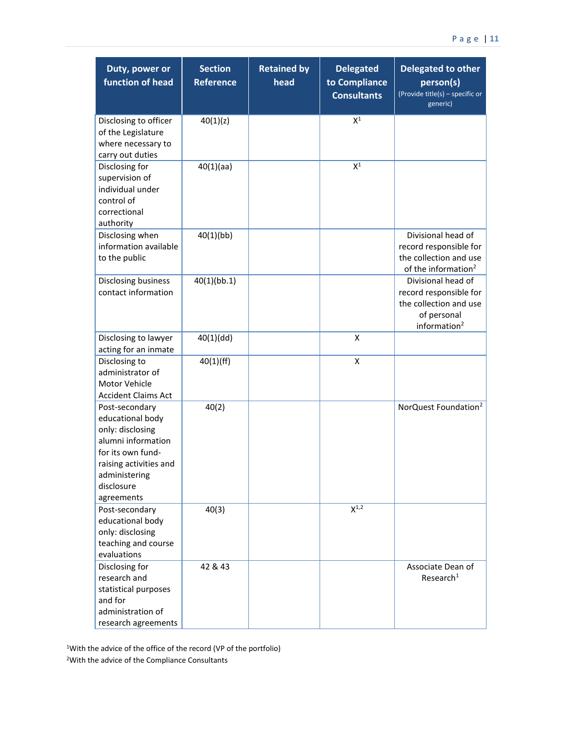| Duty, power or function of head | Section Reference | Retained by head | Delegated to Compliance Consultants | Delegated to other person(s) (Provide title(s) – specific or generic) |
|---|---|---|---|---|
| Disclosing to officer of the Legislature where necessary to carry out duties | 40(1)(z) | | X[1] | |
| Disclosing for supervision of individual under control of correctional authority | 40(1)(aa) | | X[1] | |
| Disclosing when information available to the public | 40(1)(bb) | | | Divisional head of record responsible for the collection and use of the information[2] |
| Disclosing business contact information | 40(1)(bb.1) | | | Divisional head of record responsible for the collection and use of personal information[2] |
| Disclosing to lawyer acting for an inmate | 40(1)(dd) | | X | |
| Disclosing to administrator of Motor Vehicle Accident Claims Act | 40(1)(ff) | | X | |
| Post-secondary educational body only: disclosing alumni information for its own fund-raising activities and administering disclosure agreements | 40(2) | | | NorQuest Foundation[2] |
| Post-secondary educational body only: disclosing teaching and course evaluations | 40(3) | | X[1,2] | |
| Disclosing for research and statistical purposes and for administration of research agreements | 42 & 43 | | | Associate Dean of Research[1] |

[1]With the advice of the office of the record (VP of the portfolio)

[2]With the advice of the Compliance Consultants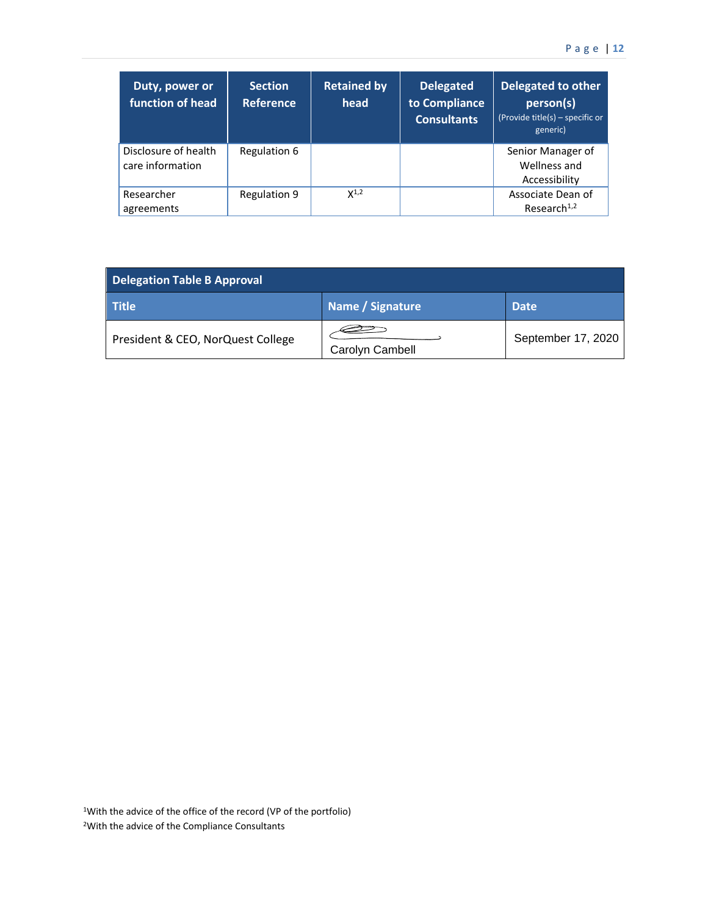| Duty, power or function of head | Section Reference | Retained by head | Delegated to Compliance Consultants | Delegated to other person(s) (Provide title(s) – specific or generic) |
|---|---|---|---|---|
| Disclosure of health care information | Regulation 6 | | | Senior Manager of Wellness and Accessibility |
| Researcher agreements | Regulation 9 | X[1,2] | | Associate Dean of Research[1,2] |

| Delegation Table B Approval | | |
|---|---|---|
| **Title** | **Name / Signature** | **Date** |
| President & CEO, NorQuest College | Carolyn Cambell | September 17, 2020 |

[1]With the advice of the office of the record (VP of the portfolio)
[2]With the advice of the Compliance Consultants